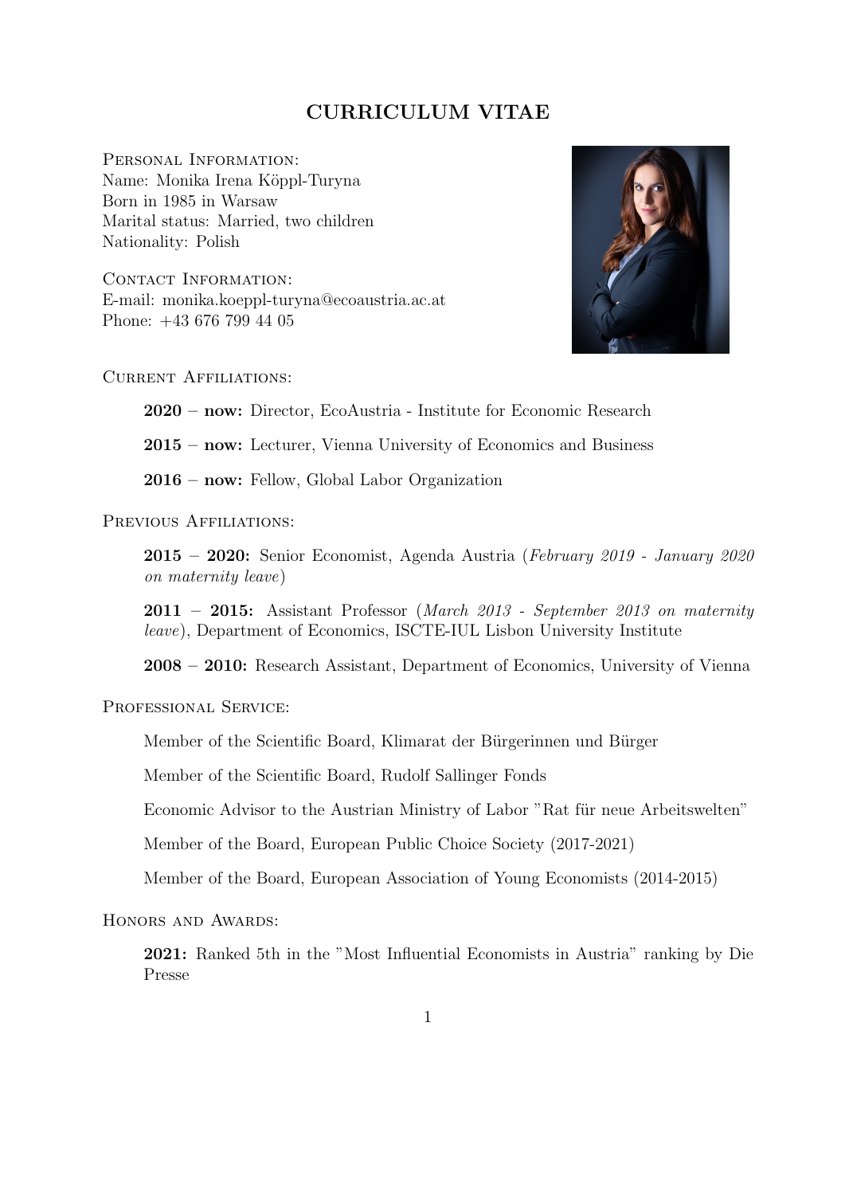# CURRICULUM VITAE

Personal Information:
Name: Monika Irena Köppl-Turyna
Born in 1985 in Warsaw
Marital status: Married, two children
Nationality: Polish

Contact Information:
E-mail: monika.koeppl-turyna@ecoaustria.ac.at
Phone: +43 676 799 44 05

Current Affiliations:

**2020 – now:** Director, EcoAustria - Institute for Economic Research

**2015 – now:** Lecturer, Vienna University of Economics and Business

**2016 – now:** Fellow, Global Labor Organization

Previous Affiliations:

**2015 – 2020:** Senior Economist, Agenda Austria (*February 2019 - January 2020 on maternity leave*)

**2011 – 2015:** Assistant Professor (*March 2013 - September 2013 on maternity leave*), Department of Economics, ISCTE-IUL Lisbon University Institute

**2008 – 2010:** Research Assistant, Department of Economics, University of Vienna

Professional Service:

Member of the Scientific Board, Klimarat der Bürgerinnen und Bürger

Member of the Scientific Board, Rudolf Sallinger Fonds

Economic Advisor to the Austrian Ministry of Labor "Rat für neue Arbeitswelten"

Member of the Board, European Public Choice Society (2017-2021)

Member of the Board, European Association of Young Economists (2014-2015)

Honors and Awards:

**2021:** Ranked 5th in the "Most Influential Economists in Austria" ranking by Die Presse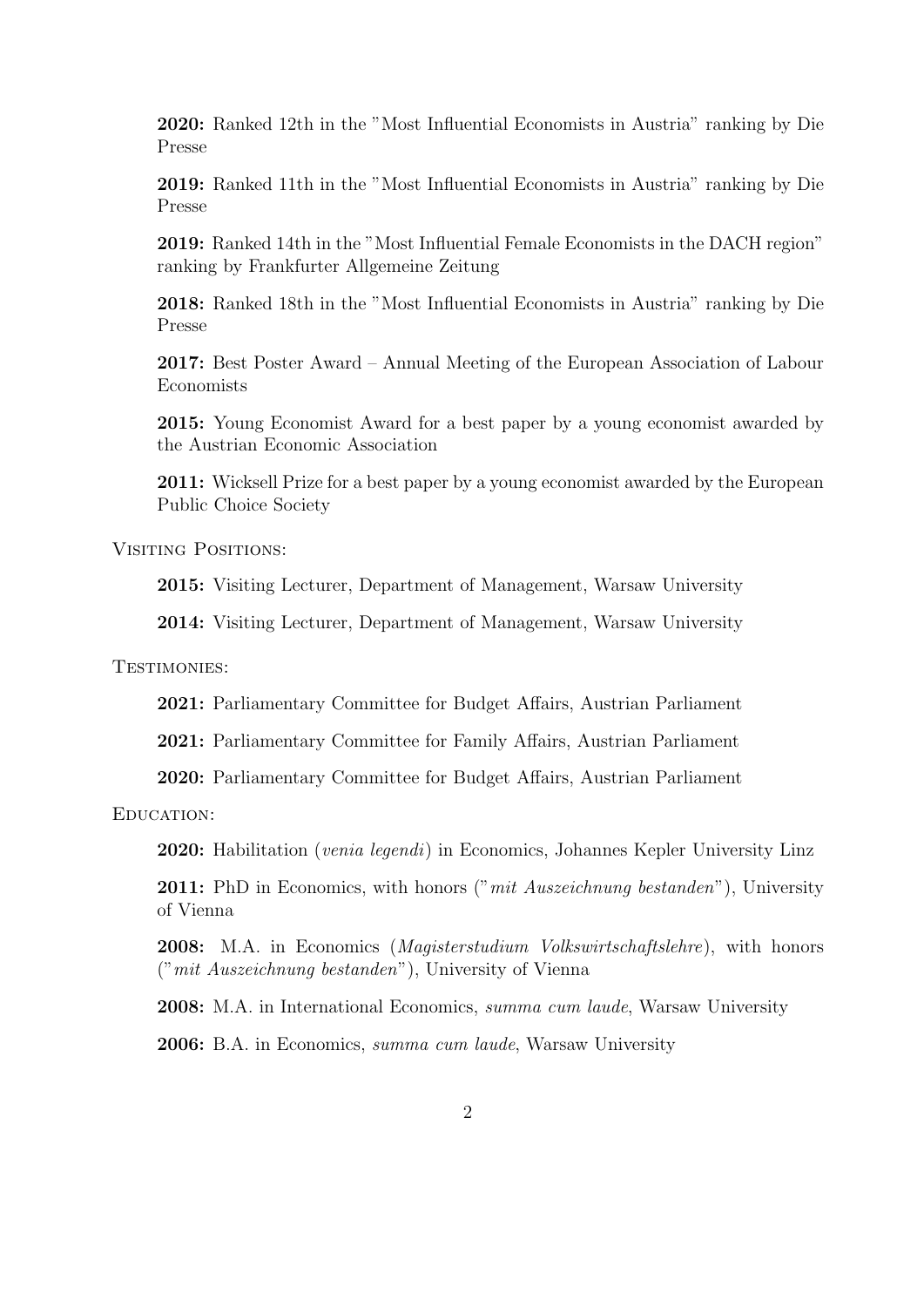**2020:** Ranked 12th in the "Most Influential Economists in Austria" ranking by Die Presse

**2019:** Ranked 11th in the "Most Influential Economists in Austria" ranking by Die Presse

**2019:** Ranked 14th in the "Most Influential Female Economists in the DACH region" ranking by Frankfurter Allgemeine Zeitung

**2018:** Ranked 18th in the "Most Influential Economists in Austria" ranking by Die Presse

**2017:** Best Poster Award – Annual Meeting of the European Association of Labour Economists

**2015:** Young Economist Award for a best paper by a young economist awarded by the Austrian Economic Association

**2011:** Wicksell Prize for a best paper by a young economist awarded by the European Public Choice Society

## Visiting Positions:

**2015:** Visiting Lecturer, Department of Management, Warsaw University

**2014:** Visiting Lecturer, Department of Management, Warsaw University

## Testimonies:

**2021:** Parliamentary Committee for Budget Affairs, Austrian Parliament

**2021:** Parliamentary Committee for Family Affairs, Austrian Parliament

**2020:** Parliamentary Committee for Budget Affairs, Austrian Parliament

## Education:

**2020:** Habilitation (*venia legendi*) in Economics, Johannes Kepler University Linz

**2011:** PhD in Economics, with honors ("*mit Auszeichnung bestanden*"), University of Vienna

**2008:** M.A. in Economics (*Magisterstudium Volkswirtschaftslehre*), with honors ("*mit Auszeichnung bestanden*"), University of Vienna

**2008:** M.A. in International Economics, *summa cum laude*, Warsaw University

**2006:** B.A. in Economics, *summa cum laude*, Warsaw University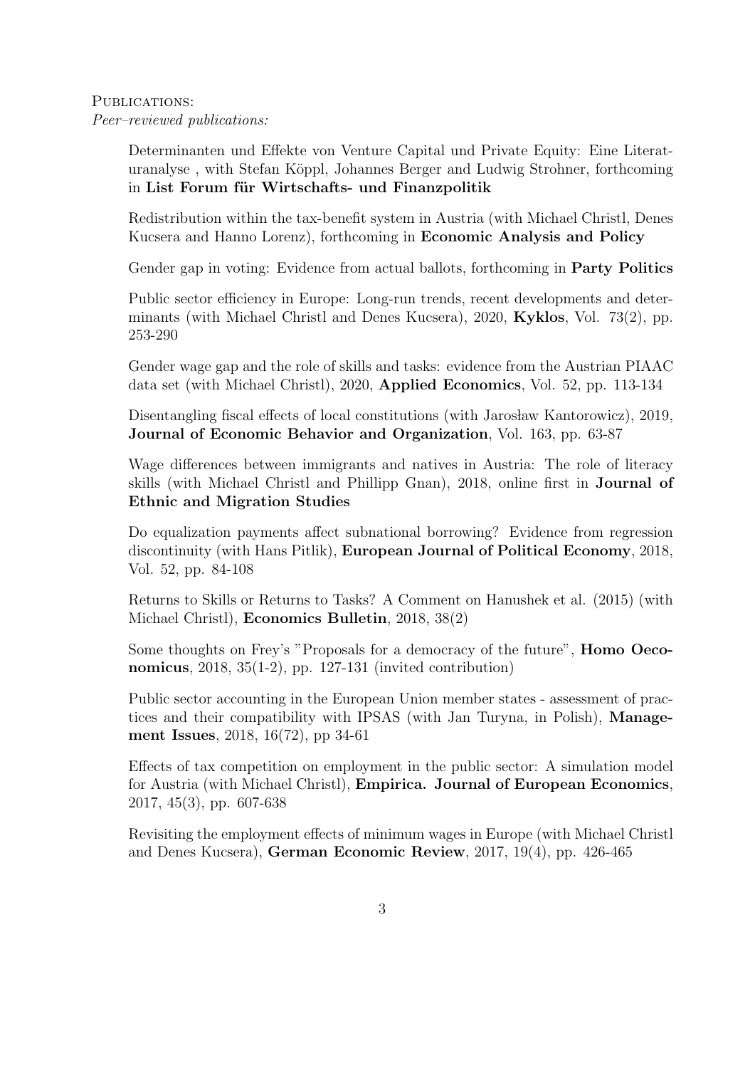Publications:

*Peer–reviewed publications:*

Determinanten und Effekte von Venture Capital und Private Equity: Eine Literaturanalyse , with Stefan Köppl, Johannes Berger and Ludwig Strohner, forthcoming in **List Forum für Wirtschafts- und Finanzpolitik**

Redistribution within the tax-benefit system in Austria (with Michael Christl, Denes Kucsera and Hanno Lorenz), forthcoming in **Economic Analysis and Policy**

Gender gap in voting: Evidence from actual ballots, forthcoming in **Party Politics**

Public sector efficiency in Europe: Long-run trends, recent developments and determinants (with Michael Christl and Denes Kucsera), 2020, **Kyklos**, Vol. 73(2), pp. 253-290

Gender wage gap and the role of skills and tasks: evidence from the Austrian PIAAC data set (with Michael Christl), 2020, **Applied Economics**, Vol. 52, pp. 113-134

Disentangling fiscal effects of local constitutions (with Jarosław Kantorowicz), 2019, **Journal of Economic Behavior and Organization**, Vol. 163, pp. 63-87

Wage differences between immigrants and natives in Austria: The role of literacy skills (with Michael Christl and Phillipp Gnan), 2018, online first in **Journal of Ethnic and Migration Studies**

Do equalization payments affect subnational borrowing? Evidence from regression discontinuity (with Hans Pitlik), **European Journal of Political Economy**, 2018, Vol. 52, pp. 84-108

Returns to Skills or Returns to Tasks? A Comment on Hanushek et al. (2015) (with Michael Christl), **Economics Bulletin**, 2018, 38(2)

Some thoughts on Frey's "Proposals for a democracy of the future", **Homo Oeconomicus**, 2018, 35(1-2), pp. 127-131 (invited contribution)

Public sector accounting in the European Union member states - assessment of practices and their compatibility with IPSAS (with Jan Turyna, in Polish), **Management Issues**, 2018, 16(72), pp 34-61

Effects of tax competition on employment in the public sector: A simulation model for Austria (with Michael Christl), **Empirica. Journal of European Economics**, 2017, 45(3), pp. 607-638

Revisiting the employment effects of minimum wages in Europe (with Michael Christl and Denes Kucsera), **German Economic Review**, 2017, 19(4), pp. 426-465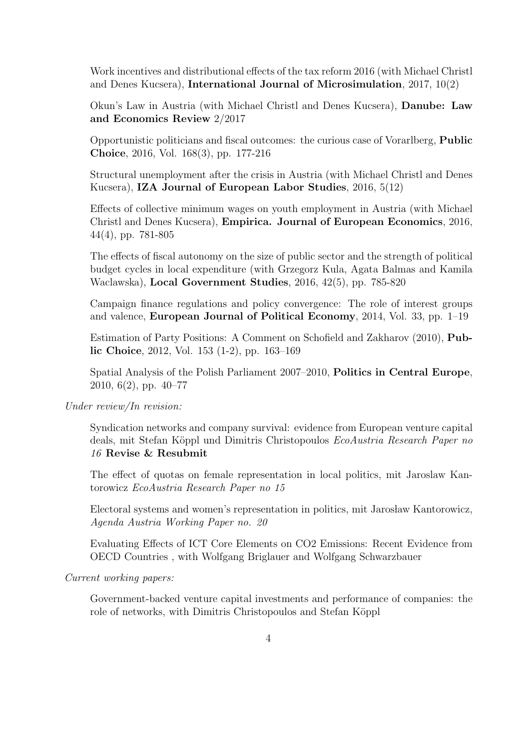Work incentives and distributional effects of the tax reform 2016 (with Michael Christl and Denes Kucsera), **International Journal of Microsimulation**, 2017, 10(2)

Okun's Law in Austria (with Michael Christl and Denes Kucsera), **Danube: Law and Economics Review** 2/2017

Opportunistic politicians and fiscal outcomes: the curious case of Vorarlberg, **Public Choice**, 2016, Vol. 168(3), pp. 177-216

Structural unemployment after the crisis in Austria (with Michael Christl and Denes Kucsera), **IZA Journal of European Labor Studies**, 2016, 5(12)

Effects of collective minimum wages on youth employment in Austria (with Michael Christl and Denes Kucsera), **Empirica. Journal of European Economics**, 2016, 44(4), pp. 781-805

The effects of fiscal autonomy on the size of public sector and the strength of political budget cycles in local expenditure (with Grzegorz Kula, Agata Balmas and Kamila Waclawska), **Local Government Studies**, 2016, 42(5), pp. 785-820

Campaign finance regulations and policy convergence: The role of interest groups and valence, **European Journal of Political Economy**, 2014, Vol. 33, pp. 1–19

Estimation of Party Positions: A Comment on Schofield and Zakharov (2010), **Public Choice**, 2012, Vol. 153 (1-2), pp. 163–169

Spatial Analysis of the Polish Parliament 2007–2010, **Politics in Central Europe**, 2010, 6(2), pp. 40–77

*Under review/In revision:*

Syndication networks and company survival: evidence from European venture capital deals, mit Stefan Köppl und Dimitris Christopoulos *EcoAustria Research Paper no 16* **Revise & Resubmit**

The effect of quotas on female representation in local politics, mit Jaroslaw Kantorowicz *EcoAustria Research Paper no 15*

Electoral systems and women's representation in politics, mit Jarosław Kantorowicz, *Agenda Austria Working Paper no. 20*

Evaluating Effects of ICT Core Elements on CO2 Emissions: Recent Evidence from OECD Countries , with Wolfgang Briglauer and Wolfgang Schwarzbauer

*Current working papers:*

Government-backed venture capital investments and performance of companies: the role of networks, with Dimitris Christopoulos and Stefan Köppl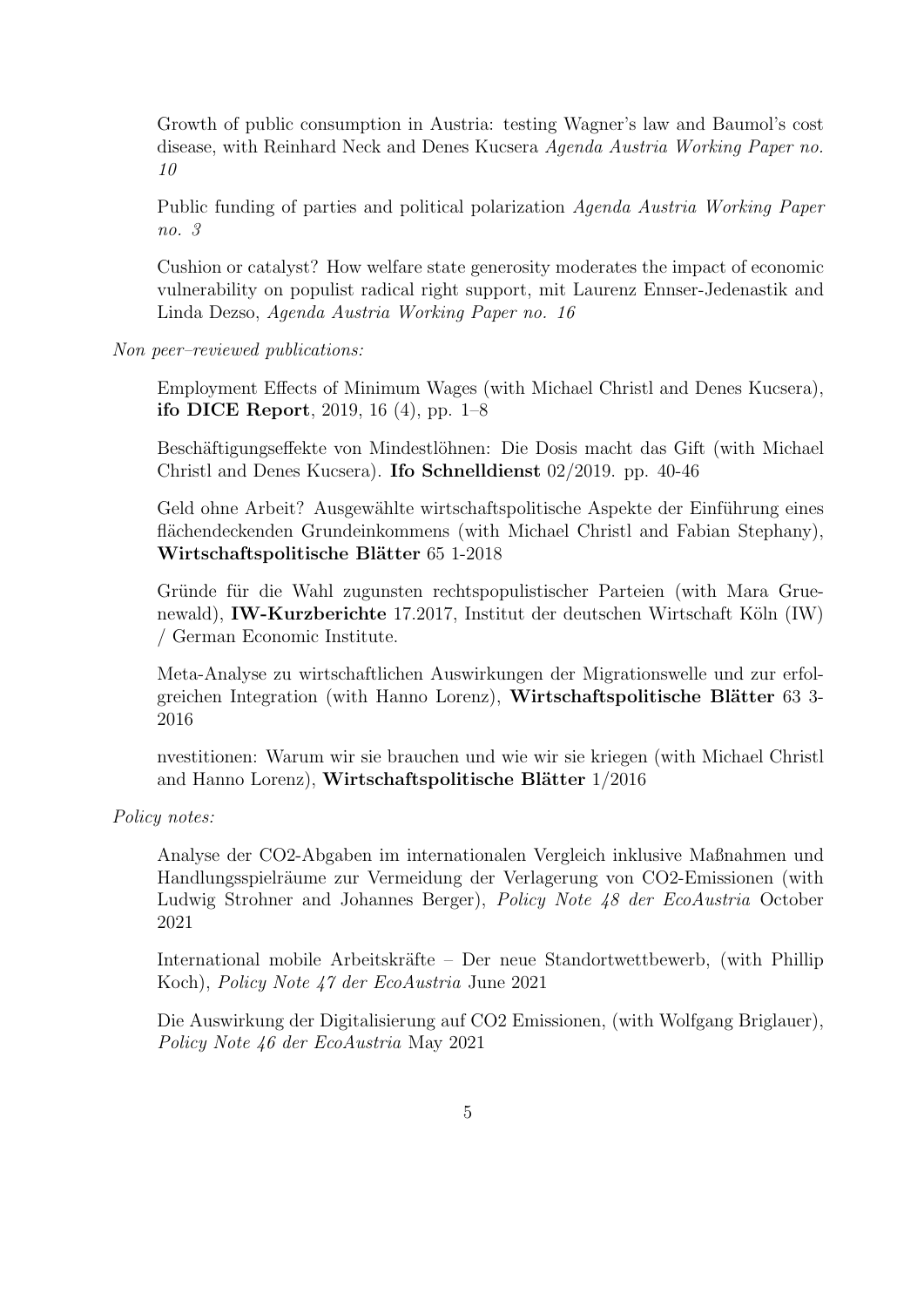Growth of public consumption in Austria: testing Wagner's law and Baumol's cost disease, with Reinhard Neck and Denes Kucsera *Agenda Austria Working Paper no. 10*

Public funding of parties and political polarization *Agenda Austria Working Paper no. 3*

Cushion or catalyst? How welfare state generosity moderates the impact of economic vulnerability on populist radical right support, mit Laurenz Ennser-Jedenastik and Linda Dezso, *Agenda Austria Working Paper no. 16*

*Non peer–reviewed publications:*

Employment Effects of Minimum Wages (with Michael Christl and Denes Kucsera), **ifo DICE Report**, 2019, 16 (4), pp. 1–8

Beschäftigungseffekte von Mindestlöhnen: Die Dosis macht das Gift (with Michael Christl and Denes Kucsera). **Ifo Schnelldienst** 02/2019. pp. 40-46

Geld ohne Arbeit? Ausgewählte wirtschaftspolitische Aspekte der Einführung eines flächendeckenden Grundeinkommens (with Michael Christl and Fabian Stephany), **Wirtschaftspolitische Blätter** 65 1-2018

Gründe für die Wahl zugunsten rechtspopulistischer Parteien (with Mara Gruenewald), **IW-Kurzberichte** 17.2017, Institut der deutschen Wirtschaft Köln (IW) / German Economic Institute.

Meta-Analyse zu wirtschaftlichen Auswirkungen der Migrationswelle und zur erfolgreichen Integration (with Hanno Lorenz), **Wirtschaftspolitische Blätter** 63 3-2016

nvestitionen: Warum wir sie brauchen und wie wir sie kriegen (with Michael Christl and Hanno Lorenz), **Wirtschaftspolitische Blätter** 1/2016

*Policy notes:*

Analyse der CO2-Abgaben im internationalen Vergleich inklusive Maßnahmen und Handlungsspielräume zur Vermeidung der Verlagerung von CO2-Emissionen (with Ludwig Strohner and Johannes Berger), *Policy Note 48 der EcoAustria* October 2021

International mobile Arbeitskräfte – Der neue Standortwettbewerb, (with Phillip Koch), *Policy Note 47 der EcoAustria* June 2021

Die Auswirkung der Digitalisierung auf CO2 Emissionen, (with Wolfgang Briglauer), *Policy Note 46 der EcoAustria* May 2021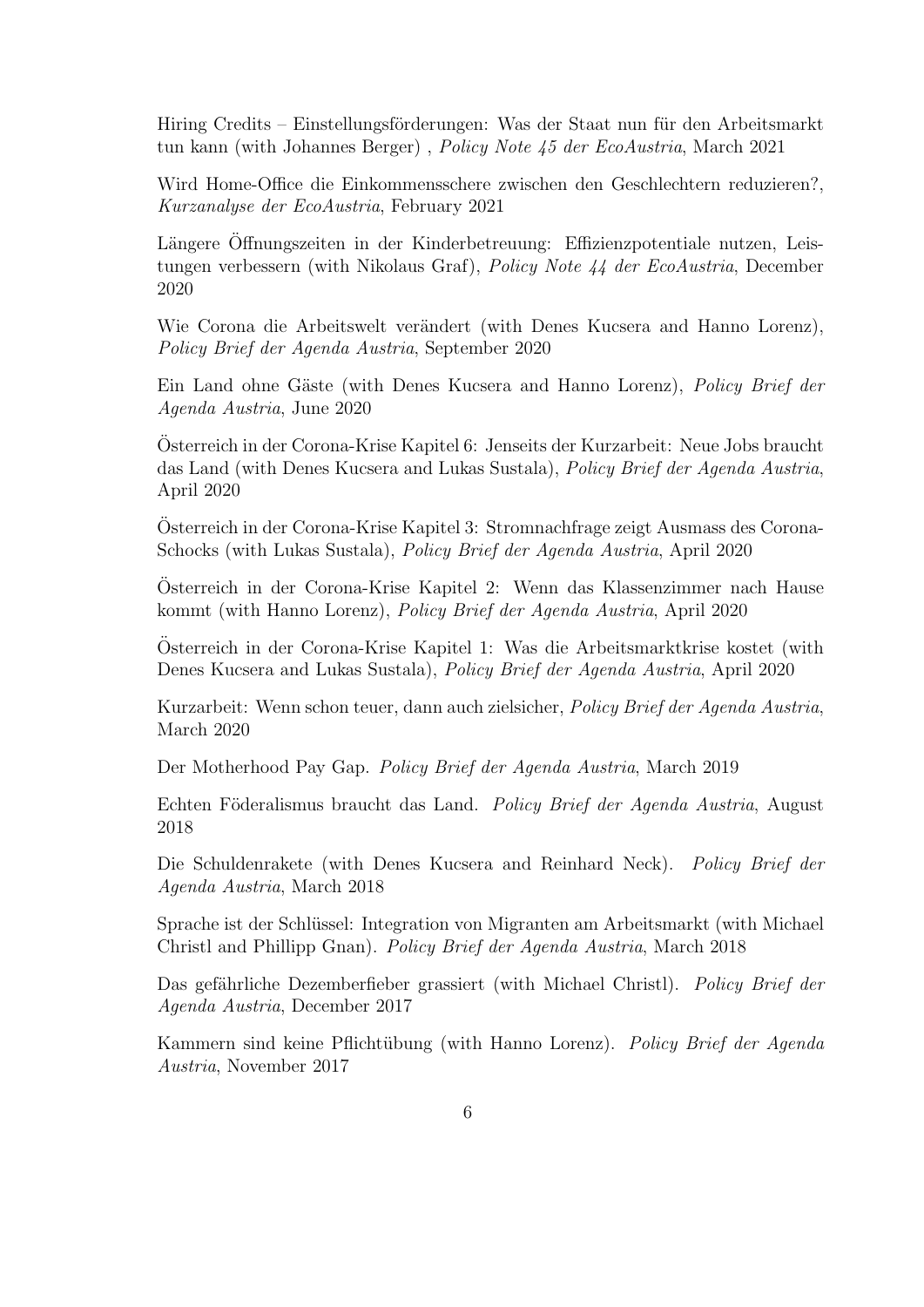Hiring Credits – Einstellungsförderungen: Was der Staat nun für den Arbeitsmarkt tun kann (with Johannes Berger) , *Policy Note 45 der EcoAustria*, March 2021

Wird Home-Office die Einkommensschere zwischen den Geschlechtern reduzieren?, *Kurzanalyse der EcoAustria*, February 2021

Längere Öffnungszeiten in der Kinderbetreuung: Effizienzpotentiale nutzen, Leistungen verbessern (with Nikolaus Graf), *Policy Note 44 der EcoAustria*, December 2020

Wie Corona die Arbeitswelt verändert (with Denes Kucsera and Hanno Lorenz), *Policy Brief der Agenda Austria*, September 2020

Ein Land ohne Gäste (with Denes Kucsera and Hanno Lorenz), *Policy Brief der Agenda Austria*, June 2020

Österreich in der Corona-Krise Kapitel 6: Jenseits der Kurzarbeit: Neue Jobs braucht das Land (with Denes Kucsera and Lukas Sustala), *Policy Brief der Agenda Austria*, April 2020

Österreich in der Corona-Krise Kapitel 3: Stromnachfrage zeigt Ausmass des Corona-Schocks (with Lukas Sustala), *Policy Brief der Agenda Austria*, April 2020

Österreich in der Corona-Krise Kapitel 2: Wenn das Klassenzimmer nach Hause kommt (with Hanno Lorenz), *Policy Brief der Agenda Austria*, April 2020

Österreich in der Corona-Krise Kapitel 1: Was die Arbeitsmarktkrise kostet (with Denes Kucsera and Lukas Sustala), *Policy Brief der Agenda Austria*, April 2020

Kurzarbeit: Wenn schon teuer, dann auch zielsicher, *Policy Brief der Agenda Austria*, March 2020

Der Motherhood Pay Gap. *Policy Brief der Agenda Austria*, March 2019

Echten Föderalismus braucht das Land. *Policy Brief der Agenda Austria*, August 2018

Die Schuldenrakete (with Denes Kucsera and Reinhard Neck). *Policy Brief der Agenda Austria*, March 2018

Sprache ist der Schlüssel: Integration von Migranten am Arbeitsmarkt (with Michael Christl and Phillipp Gnan). *Policy Brief der Agenda Austria*, March 2018

Das gefährliche Dezemberfieber grassiert (with Michael Christl). *Policy Brief der Agenda Austria*, December 2017

Kammern sind keine Pflichtübung (with Hanno Lorenz). *Policy Brief der Agenda Austria*, November 2017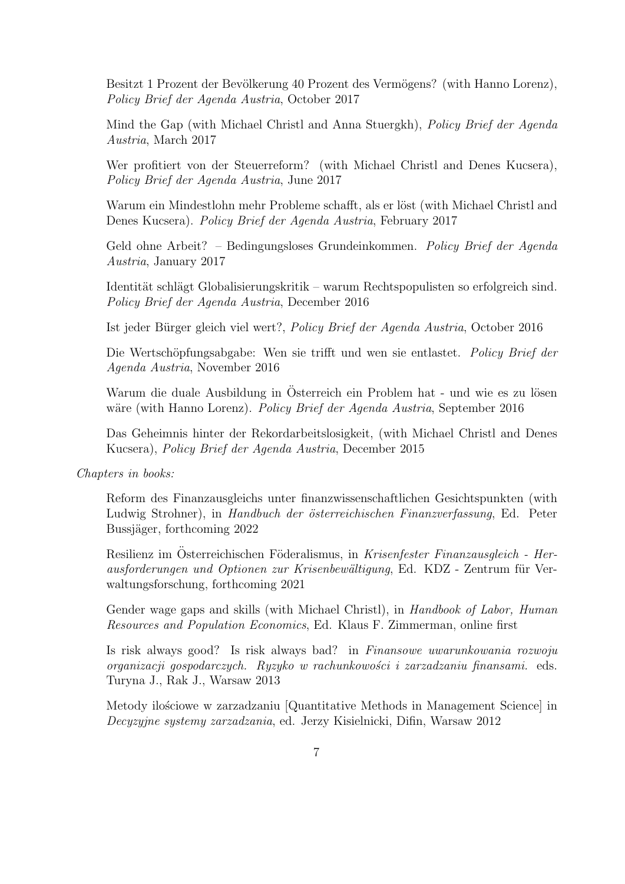Besitzt 1 Prozent der Bevölkerung 40 Prozent des Vermögens? (with Hanno Lorenz), *Policy Brief der Agenda Austria*, October 2017

Mind the Gap (with Michael Christl and Anna Stuergkh), *Policy Brief der Agenda Austria*, March 2017

Wer profitiert von der Steuerreform? (with Michael Christl and Denes Kucsera), *Policy Brief der Agenda Austria*, June 2017

Warum ein Mindestlohn mehr Probleme schafft, als er löst (with Michael Christl and Denes Kucsera). *Policy Brief der Agenda Austria*, February 2017

Geld ohne Arbeit? – Bedingungsloses Grundeinkommen. *Policy Brief der Agenda Austria*, January 2017

Identität schlägt Globalisierungskritik – warum Rechtspopulisten so erfolgreich sind. *Policy Brief der Agenda Austria*, December 2016

Ist jeder Bürger gleich viel wert?, *Policy Brief der Agenda Austria*, October 2016

Die Wertschöpfungsabgabe: Wen sie trifft und wen sie entlastet. *Policy Brief der Agenda Austria*, November 2016

Warum die duale Ausbildung in Österreich ein Problem hat - und wie es zu lösen wäre (with Hanno Lorenz). *Policy Brief der Agenda Austria*, September 2016

Das Geheimnis hinter der Rekordarbeitslosigkeit, (with Michael Christl and Denes Kucsera), *Policy Brief der Agenda Austria*, December 2015

*Chapters in books:*

Reform des Finanzausgleichs unter finanzwissenschaftlichen Gesichtspunkten (with Ludwig Strohner), in *Handbuch der österreichischen Finanzverfassung*, Ed. Peter Bussjäger, forthcoming 2022

Resilienz im Österreichischen Föderalismus, in *Krisenfester Finanzausgleich - Herausforderungen und Optionen zur Krisenbewältigung*, Ed. KDZ - Zentrum für Verwaltungsforschung, forthcoming 2021

Gender wage gaps and skills (with Michael Christl), in *Handbook of Labor, Human Resources and Population Economics*, Ed. Klaus F. Zimmerman, online first

Is risk always good? Is risk always bad? in *Finansowe uwarunkowania rozwoju organizacji gospodarczych. Ryzyko w rachunkowości i zarzadzaniu finansami.* eds. Turyna J., Rak J., Warsaw 2013

Metody ilościowe w zarzadzaniu [Quantitative Methods in Management Science] in *Decyzyjne systemy zarzadzania*, ed. Jerzy Kisielnicki, Difin, Warsaw 2012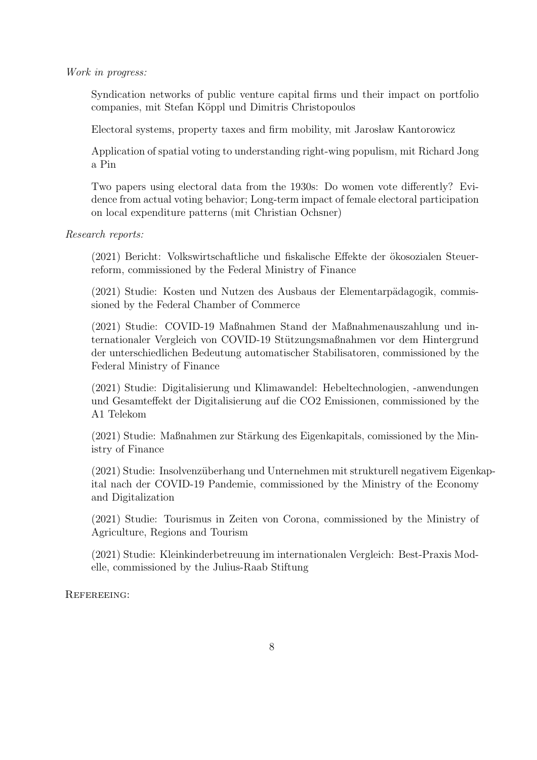*Work in progress:*

Syndication networks of public venture capital firms und their impact on portfolio companies, mit Stefan Köppl und Dimitris Christopoulos

Electoral systems, property taxes and firm mobility, mit Jarosław Kantorowicz

Application of spatial voting to understanding right-wing populism, mit Richard Jong a Pin

Two papers using electoral data from the 1930s: Do women vote differently? Evidence from actual voting behavior; Long-term impact of female electoral participation on local expenditure patterns (mit Christian Ochsner)

*Research reports:*

(2021) Bericht: Volkswirtschaftliche und fiskalische Effekte der ökosozialen Steuerreform, commissioned by the Federal Ministry of Finance

(2021) Studie: Kosten und Nutzen des Ausbaus der Elementarpädagogik, commissioned by the Federal Chamber of Commerce

(2021) Studie: COVID-19 Maßnahmen Stand der Maßnahmenauszahlung und internationaler Vergleich von COVID-19 Stützungsmaßnahmen vor dem Hintergrund der unterschiedlichen Bedeutung automatischer Stabilisatoren, commissioned by the Federal Ministry of Finance

(2021) Studie: Digitalisierung und Klimawandel: Hebeltechnologien, -anwendungen und Gesamteffekt der Digitalisierung auf die CO2 Emissionen, commissioned by the A1 Telekom

(2021) Studie: Maßnahmen zur Stärkung des Eigenkapitals, comissioned by the Ministry of Finance

(2021) Studie: Insolvenzüberhang und Unternehmen mit strukturell negativem Eigenkapital nach der COVID-19 Pandemie, commissioned by the Ministry of the Economy and Digitalization

(2021) Studie: Tourismus in Zeiten von Corona, commissioned by the Ministry of Agriculture, Regions and Tourism

(2021) Studie: Kleinkinderbetreuung im internationalen Vergleich: Best-Praxis Modelle, commissioned by the Julius-Raab Stiftung

Refereeing: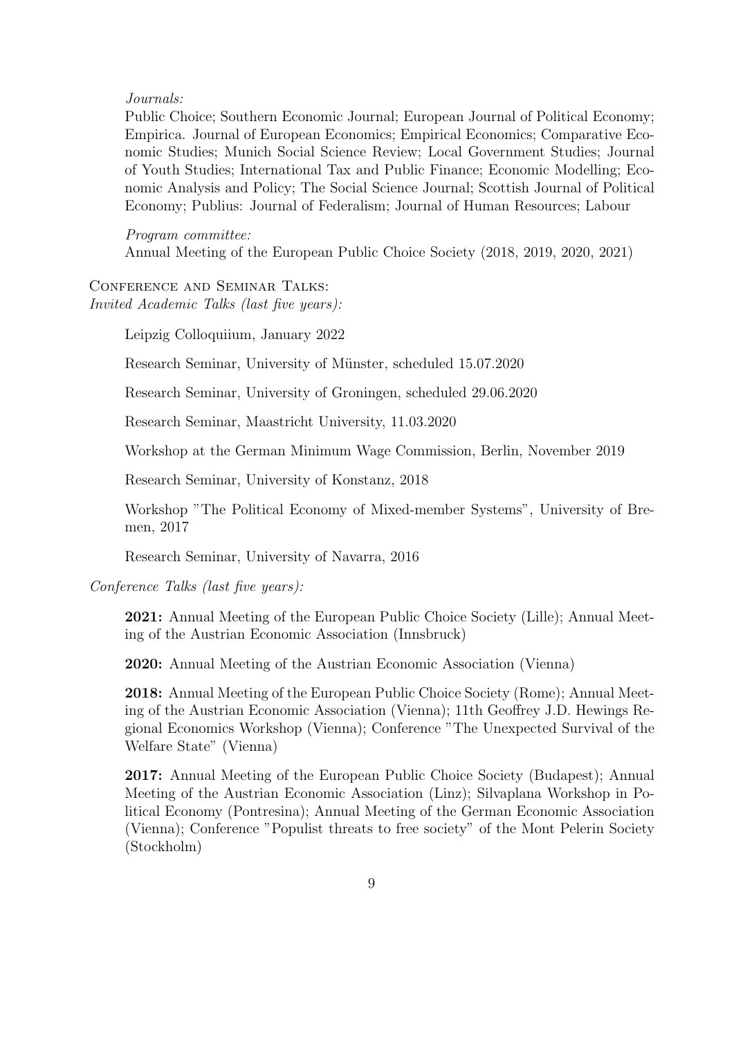*Journals:*

Public Choice; Southern Economic Journal; European Journal of Political Economy; Empirica. Journal of European Economics; Empirical Economics; Comparative Economic Studies; Munich Social Science Review; Local Government Studies; Journal of Youth Studies; International Tax and Public Finance; Economic Modelling; Economic Analysis and Policy; The Social Science Journal; Scottish Journal of Political Economy; Publius: Journal of Federalism; Journal of Human Resources; Labour

*Program committee:*

Annual Meeting of the European Public Choice Society (2018, 2019, 2020, 2021)

Conference and Seminar Talks:

*Invited Academic Talks (last five years):*

Leipzig Colloquiium, January 2022

Research Seminar, University of Münster, scheduled 15.07.2020

Research Seminar, University of Groningen, scheduled 29.06.2020

Research Seminar, Maastricht University, 11.03.2020

Workshop at the German Minimum Wage Commission, Berlin, November 2019

Research Seminar, University of Konstanz, 2018

Workshop "The Political Economy of Mixed-member Systems", University of Bremen, 2017

Research Seminar, University of Navarra, 2016

*Conference Talks (last five years):*

**2021:** Annual Meeting of the European Public Choice Society (Lille); Annual Meeting of the Austrian Economic Association (Innsbruck)

**2020:** Annual Meeting of the Austrian Economic Association (Vienna)

**2018:** Annual Meeting of the European Public Choice Society (Rome); Annual Meeting of the Austrian Economic Association (Vienna); 11th Geoffrey J.D. Hewings Regional Economics Workshop (Vienna); Conference "The Unexpected Survival of the Welfare State" (Vienna)

**2017:** Annual Meeting of the European Public Choice Society (Budapest); Annual Meeting of the Austrian Economic Association (Linz); Silvaplana Workshop in Political Economy (Pontresina); Annual Meeting of the German Economic Association (Vienna); Conference "Populist threats to free society" of the Mont Pelerin Society (Stockholm)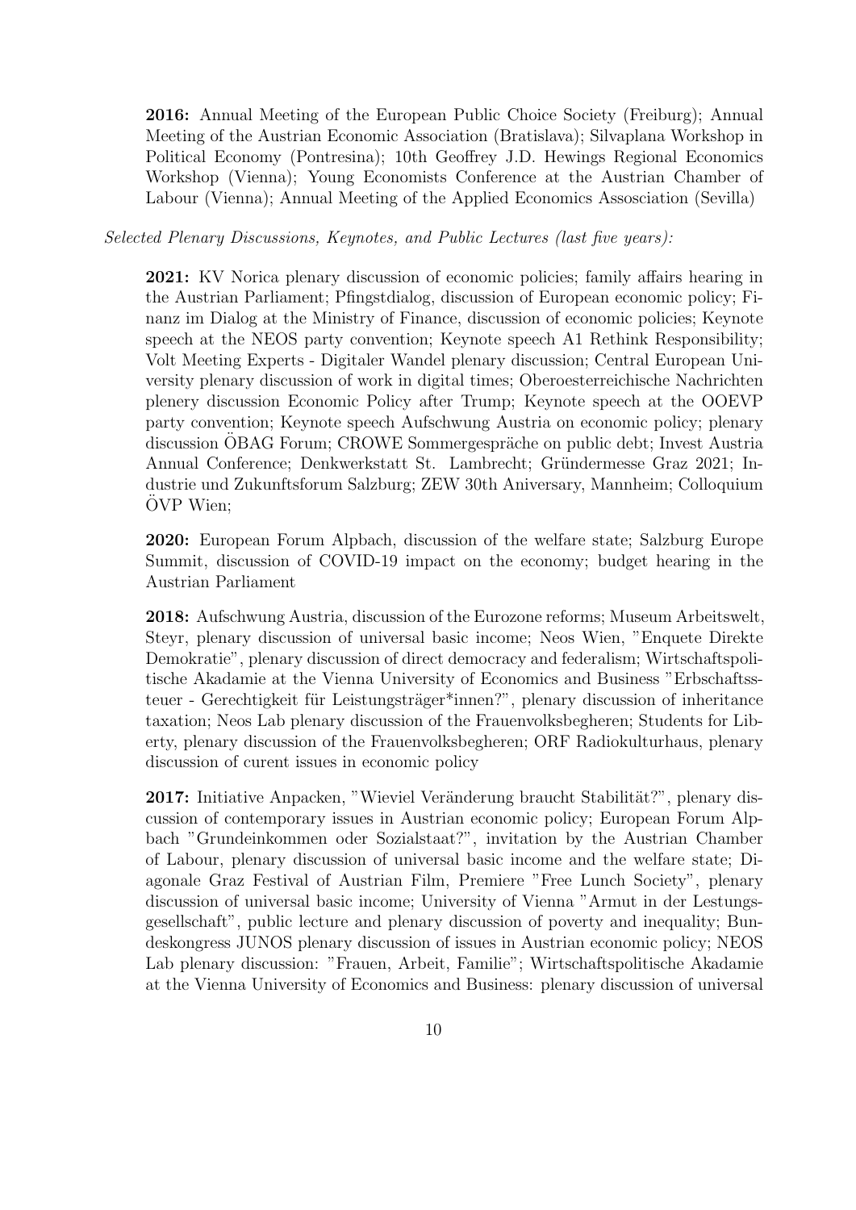**2016:** Annual Meeting of the European Public Choice Society (Freiburg); Annual Meeting of the Austrian Economic Association (Bratislava); Silvaplana Workshop in Political Economy (Pontresina); 10th Geoffrey J.D. Hewings Regional Economics Workshop (Vienna); Young Economists Conference at the Austrian Chamber of Labour (Vienna); Annual Meeting of the Applied Economics Assosciation (Sevilla)

*Selected Plenary Discussions, Keynotes, and Public Lectures (last five years):*

**2021:** KV Norica plenary discussion of economic policies; family affairs hearing in the Austrian Parliament; Pfingstdialog, discussion of European economic policy; Finanz im Dialog at the Ministry of Finance, discussion of economic policies; Keynote speech at the NEOS party convention; Keynote speech A1 Rethink Responsibility; Volt Meeting Experts - Digitaler Wandel plenary discussion; Central European University plenary discussion of work in digital times; Oberoesterreichische Nachrichten plenery discussion Economic Policy after Trump; Keynote speech at the OOEVP party convention; Keynote speech Aufschwung Austria on economic policy; plenary discussion ÖBAG Forum; CROWE Sommergespräche on public debt; Invest Austria Annual Conference; Denkwerkstatt St. Lambrecht; Gründermesse Graz 2021; Industrie und Zukunftsforum Salzburg; ZEW 30th Aniversary, Mannheim; Colloquium ÖVP Wien;

**2020:** European Forum Alpbach, discussion of the welfare state; Salzburg Europe Summit, discussion of COVID-19 impact on the economy; budget hearing in the Austrian Parliament

**2018:** Aufschwung Austria, discussion of the Eurozone reforms; Museum Arbeitswelt, Steyr, plenary discussion of universal basic income; Neos Wien, "Enquete Direkte Demokratie", plenary discussion of direct democracy and federalism; Wirtschaftspolitische Akademie at the Vienna University of Economics and Business "Erbschaftssteuer - Gerechtigkeit für Leistungsträger*innen?", plenary discussion of inheritance taxation; Neos Lab plenary discussion of the Frauenvolksbegheren; Students for Liberty, plenary discussion of the Frauenvolksbegheren; ORF Radiokulturhaus, plenary discussion of curent issues in economic policy

**2017:** Initiative Anpacken, "Wieviel Veränderung braucht Stabilität?", plenary discussion of contemporary issues in Austrian economic policy; European Forum Alpbach "Grundeinkommen oder Sozialstaat?", invitation by the Austrian Chamber of Labour, plenary discussion of universal basic income and the welfare state; Diagonale Graz Festival of Austrian Film, Premiere "Free Lunch Society", plenary discussion of universal basic income; University of Vienna "Armut in der Lestungsgesellschaft", public lecture and plenary discussion of poverty and inequality; Bundeskongress JUNOS plenary discussion of issues in Austrian economic policy; NEOS Lab plenary discussion: "Frauen, Arbeit, Familie"; Wirtschaftspolitische Akadamie at the Vienna University of Economics and Business: plenary discussion of universal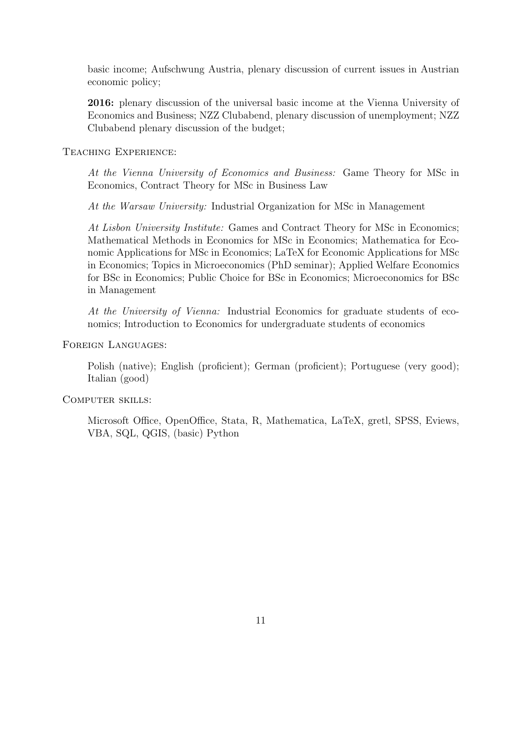basic income; Aufschwung Austria, plenary discussion of current issues in Austrian economic policy;

**2016:** plenary discussion of the universal basic income at the Vienna University of Economics and Business; NZZ Clubabend, plenary discussion of unemployment; NZZ Clubabend plenary discussion of the budget;

## Teaching Experience:

*At the Vienna University of Economics and Business:* Game Theory for MSc in Economics, Contract Theory for MSc in Business Law

*At the Warsaw University:* Industrial Organization for MSc in Management

*At Lisbon University Institute:* Games and Contract Theory for MSc in Economics; Mathematical Methods in Economics for MSc in Economics; Mathematica for Economic Applications for MSc in Economics; LaTeX for Economic Applications for MSc in Economics; Topics in Microeconomics (PhD seminar); Applied Welfare Economics for BSc in Economics; Public Choice for BSc in Economics; Microeconomics for BSc in Management

*At the University of Vienna:* Industrial Economics for graduate students of economics; Introduction to Economics for undergraduate students of economics

## Foreign Languages:

Polish (native); English (proficient); German (proficient); Portuguese (very good); Italian (good)

## Computer skills:

Microsoft Office, OpenOffice, Stata, R, Mathematica, LaTeX, gretl, SPSS, Eviews, VBA, SQL, QGIS, (basic) Python